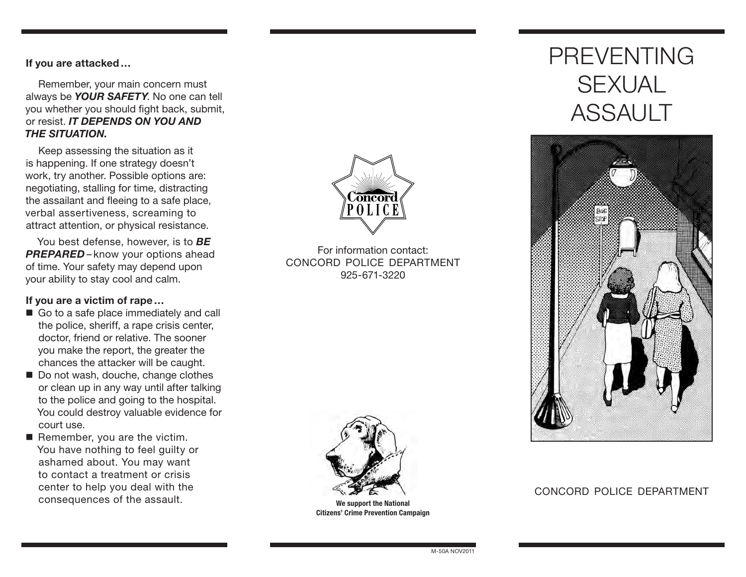**If you are attacked…**

Remember, your main concern must always be ***YOUR SAFETY***. No one can tell you whether you should fight back, submit, or resist. ***IT DEPENDS ON YOU AND THE SITUATION.***

Keep assessing the situation as it is happening. If one strategy doesn't work, try another. Possible options are: negotiating, stalling for time, distracting the assailant and fleeing to a safe place, verbal assertiveness, screaming to attract attention, or physical resistance.

You best defense, however, is to ***BE PREPARED*** – know your options ahead of time. Your safety may depend upon your ability to stay cool and calm.

**If you are a victim of rape…**

- Go to a safe place immediately and call the police, sheriff, a rape crisis center, doctor, friend or relative. The sooner you make the report, the greater the chances the attacker will be caught.
- Do not wash, douche, change clothes or clean up in any way until after talking to the police and going to the hospital. You could destroy valuable evidence for court use.
- Remember, you are the victim. You have nothing to feel guilty or ashamed about. You may want to contact a treatment or crisis center to help you deal with the consequences of the assault.

Concord POLICE

For information contact:
CONCORD POLICE DEPARTMENT
925-671-3220

**We support the National Citizens' Crime Prevention Campaign**

M-50A NOV2011

# PREVENTING SEXUAL ASSAULT

CONCORD POLICE DEPARTMENT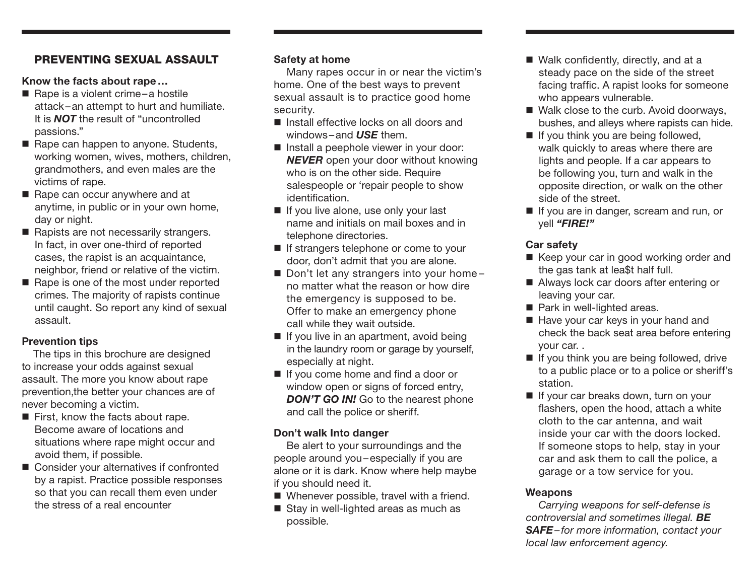## PREVENTING SEXUAL ASSAULT

**Know the facts about rape…**

- Rape is a violent crime – a hostile attack – an attempt to hurt and humiliate. It is ***NOT*** the result of "uncontrolled passions."
- Rape can happen to anyone. Students, working women, wives, mothers, children, grandmothers, and even males are the victims of rape.
- Rape can occur anywhere and at anytime, in public or in your own home, day or night.
- Rapists are not necessarily strangers. In fact, in over one-third of reported cases, the rapist is an acquaintance, neighbor, friend or relative of the victim.
- Rape is one of the most under reported crimes. The majority of rapists continue until caught. So report any kind of sexual assault.

**Prevention tips**

The tips in this brochure are designed to increase your odds against sexual assault. The more you know about rape prevention,the better your chances are of never becoming a victim.

- First, know the facts about rape. Become aware of locations and situations where rape might occur and avoid them, if possible.
- Consider your alternatives if confronted by a rapist. Practice possible responses so that you can recall them even under the stress of a real encounter

**Safety at home**

Many rapes occur in or near the victim's home. One of the best ways to prevent sexual assault is to practice good home security.

- Install effective locks on all doors and windows – and ***USE*** them.
- Install a peephole viewer in your door: ***NEVER*** open your door without knowing who is on the other side. Require salespeople or 'repair people to show identification.
- If you live alone, use only your last name and initials on mail boxes and in telephone directories.
- If strangers telephone or come to your door, don't admit that you are alone.
- Don't let any strangers into your home – no matter what the reason or how dire the emergency is supposed to be. Offer to make an emergency phone call while they wait outside.
- If you live in an apartment, avoid being in the laundry room or garage by yourself, especially at night.
- If you come home and find a door or window open or signs of forced entry, ***DON'T GO IN!*** Go to the nearest phone and call the police or sheriff.

**Don't walk Into danger**

Be alert to your surroundings and the people around you – especially if you are alone or it is dark. Know where help maybe if you should need it.

- Whenever possible, travel with a friend.
- Stay in well-lighted areas as much as possible.
- Walk confidently, directly, and at a steady pace on the side of the street facing traffic. A rapist looks for someone who appears vulnerable.
- Walk close to the curb. Avoid doorways, bushes, and alleys where rapists can hide.
- If you think you are being followed, walk quickly to areas where there are lights and people. If a car appears to be following you, turn and walk in the opposite direction, or walk on the other side of the street.
- If you are in danger, scream and run, or yell ***"FIRE!"***

**Car safety**

- Keep your car in good working order and the gas tank at lea$t half full.
- Always lock car doors after entering or leaving your car.
- Park in well-lighted areas.
- Have your car keys in your hand and check the back seat area before entering your car. .
- If you think you are being followed, drive to a public place or to a police or sheriff's station.
- If your car breaks down, turn on your flashers, open the hood, attach a white cloth to the car antenna, and wait inside your car with the doors locked. If someone stops to help, stay in your car and ask them to call the police, a garage or a tow service for you.

**Weapons**

*Carrying weapons for self-defense is controversial and sometimes illegal.* ***BE SAFE*** *– for more information, contact your local law enforcement agency.*